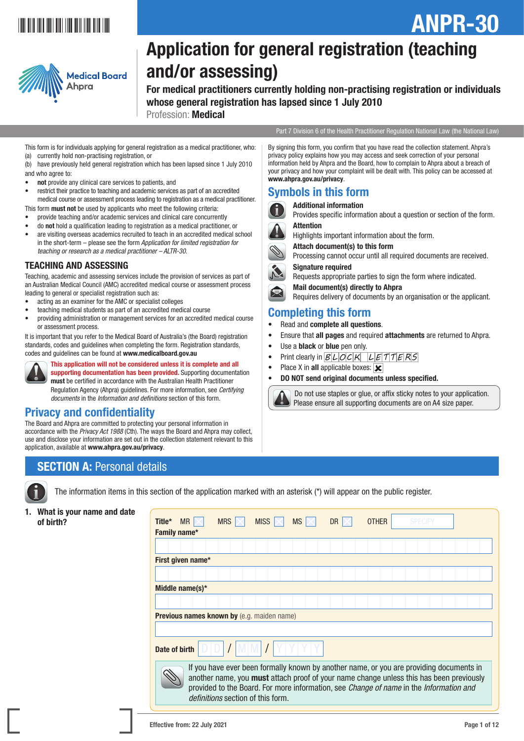# ANPR-30

# Application for general registration (teaching and/or assessing)

**For medical practitioners currently holding non-practising registration or individuals whose general registration has lapsed since 1 July 2010**

Profession: **Medical**

Part 7 Division 6 of the Health Practitioner Regulation National Law (the National Law)

This form is for individuals applying for general registration as a medical practitioner, who:

(a) currently hold non-practising registration, or
(b) have previously held general registration which has been lapsed since 1 July 2010

and who agree to:

- **not** provide any clinical care services to patients, and
- restrict their practice to teaching and academic services as part of an accredited medical course or assessment process leading to registration as a medical practitioner.

This form **must not** be used by applicants who meet the following criteria:

- provide teaching and/or academic services and clinical care concurrently
- do **not** hold a qualification leading to registration as a medical practitioner, or
- are visiting overseas academics recruited to teach in an accredited medical school in the short-term – please see the form *Application for limited registration for teaching or research as a medical practitioner – ALTR-30.*

## TEACHING AND ASSESSING

Teaching, academic and assessing services include the provision of services as part of an Australian Medical Council (AMC) accredited medical course or assessment process leading to general or specialist registration such as:

- acting as an examiner for the AMC or specialist colleges
- teaching medical students as part of an accredited medical course
- providing administration or management services for an accredited medical course or assessment process.

It is important that you refer to the Medical Board of Australia's (the Board) registration standards, codes and guidelines when completing the form. Registration standards, codes and guidelines can be found at **www.medicalboard.gov.au**

**This application will not be considered unless it is complete and all supporting documentation has been provided.** Supporting documentation **must** be certified in accordance with the Australian Health Practitioner Regulation Agency (Ahpra) guidelines. For more information, see *Certifying documents* in the *Information and definitions* section of this form.

## Privacy and confidentiality

The Board and Ahpra are committed to protecting your personal information in accordance with the *Privacy Act 1988* (Cth). The ways the Board and Ahpra may collect, use and disclose your information are set out in the collection statement relevant to this application, available at **www.ahpra.gov.au/privacy**.

By signing this form, you confirm that you have read the collection statement. Ahpra's privacy policy explains how you may access and seek correction of your personal information held by Ahpra and the Board, how to complain to Ahpra about a breach of your privacy and how your complaint will be dealt with. This policy can be accessed at **www.ahpra.gov.au/privacy**.

## Symbols in this form

**Additional information**
Provides specific information about a question or section of the form.

**Attention**
Highlights important information about the form.

**Attach document(s) to this form**
Processing cannot occur until all required documents are received.

**Signature required**
Requests appropriate parties to sign the form where indicated.

**Mail document(s) directly to Ahpra**
Requires delivery of documents by an organisation or the applicant.

## Completing this form

- Read and **complete all questions**.
- Ensure that **all pages** and required **attachments** are returned to Ahpra.
- Use a **black** or **blue** pen only.
- Print clearly in BLOCK LETTERS
- Place X in **all** applicable boxes: ☒
- **DO NOT send original documents unless specified.**

Do not use staples or glue, or affix sticky notes to your application. Please ensure all supporting documents are on A4 size paper.

## SECTION A: Personal details

The information items in this section of the application marked with an asterisk (*) will appear on the public register.

**1. What is your name and date of birth?**

**Title*** MR ☐ MRS ☐ MISS ☐ MS ☐ DR ☐ OTHER [SPECIFY]

**Family name***

**First given name***

**Middle name(s)***

**Previous names known by** (e.g. maiden name)

**Date of birth** DD / MM / YYYY

If you have ever been formally known by another name, or you are providing documents in another name, you **must** attach proof of your name change unless this has been previously provided to the Board. For more information, see *Change of name* in the *Information and definitions* section of this form.

Effective from: 22 July 2021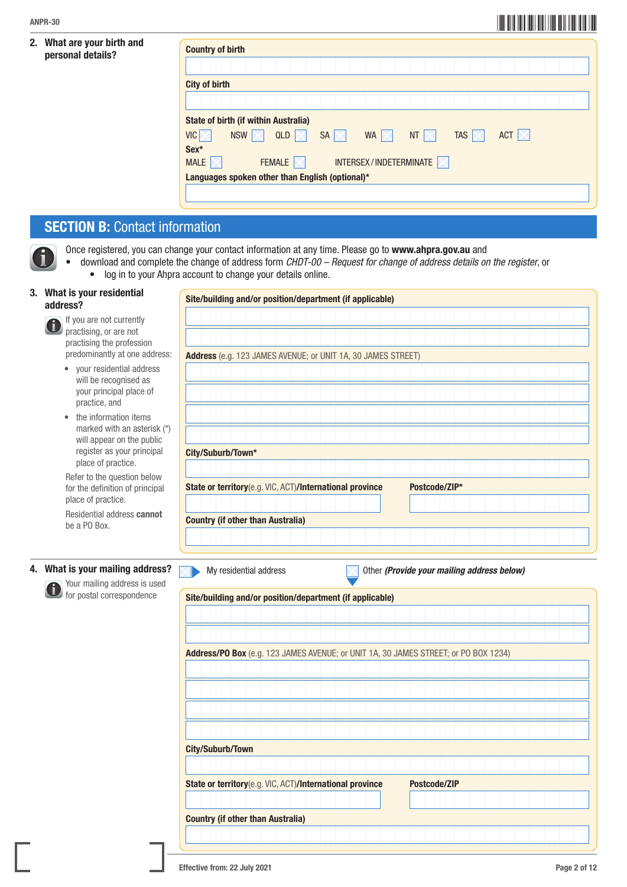**2. What are your birth and personal details?**

**Country of birth**

**City of birth**

**State of birth (if within Australia)**

VIC ☐ NSW ☐ QLD ☐ SA ☐ WA ☐ NT ☐ TAS ☐ ACT ☐

**Sex***

MALE ☐ FEMALE ☐ INTERSEX / INDETERMINATE ☐

**Languages spoken other than English (optional)***

## SECTION B: Contact information

Once registered, you can change your contact information at any time. Please go to **www.ahpra.gov.au** and

- download and complete the change of address form *CHDT-00 – Request for change of address details on the register*, or
    - log in to your Ahpra account to change your details online.

**3. What is your residential address?**

If you are not currently practising, or are not practising the profession predominantly at one address:

- your residential address will be recognised as your principal place of practice, and
- the information items marked with an asterisk (*) will appear on the public register as your principal place of practice.

Refer to the question below for the definition of principal place of practice.

Residential address **cannot** be a PO Box.

**Site/building and/or position/department (if applicable)**

**Address** (e.g. 123 JAMES AVENUE; or UNIT 1A, 30 JAMES STREET)

**City/Suburb/Town***

**State or territory**(e.g. VIC, ACT)**/International province**

**Postcode/ZIP***

**Country (if other than Australia)**

**4. What is your mailing address?**

Your mailing address is used for postal correspondence

☐ My residential address ☐ Other ***(Provide your mailing address below)***

**Site/building and/or position/department (if applicable)**

**Address/PO Box** (e.g. 123 JAMES AVENUE; or UNIT 1A, 30 JAMES STREET; or PO BOX 1234)

**City/Suburb/Town**

**State or territory**(e.g. VIC, ACT)**/International province**

**Postcode/ZIP**

**Country (if other than Australia)**

**Effective from: 22 July 2021**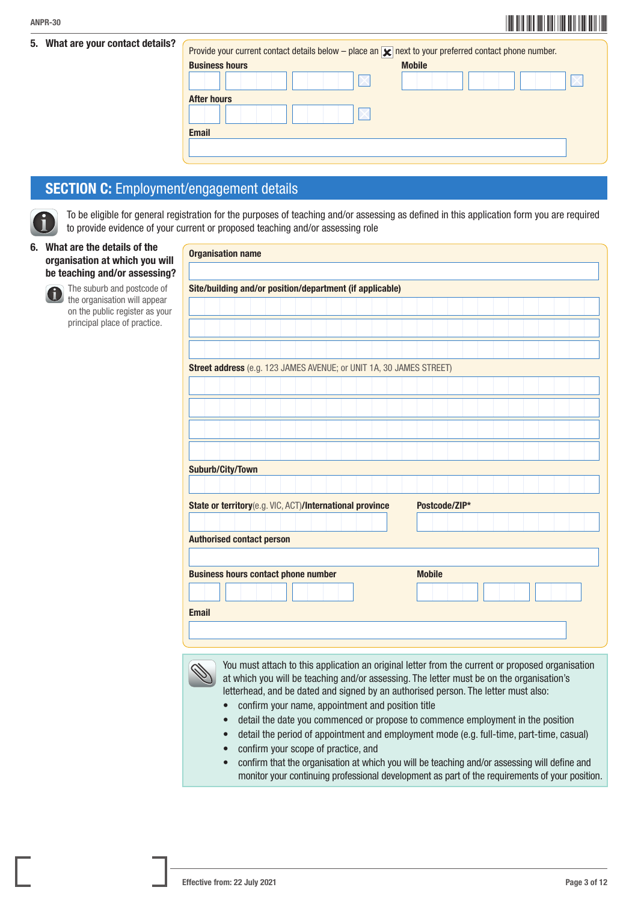**5. What are your contact details?**

Provide your current contact details below – place an ☒ next to your preferred contact phone number.

**Business hours**

**Mobile**

**After hours**

**Email**

## SECTION C: Employment/engagement details

To be eligible for general registration for the purposes of teaching and/or assessing as defined in this application form you are required to provide evidence of your current or proposed teaching and/or assessing role

**6. What are the details of the organisation at which you will be teaching and/or assessing?**

The suburb and postcode of the organisation will appear on the public register as your principal place of practice.

**Organisation name**

**Site/building and/or position/department (if applicable)**

**Street address** (e.g. 123 JAMES AVENUE; or UNIT 1A, 30 JAMES STREET)

**Suburb/City/Town**

**State or territory**(e.g. VIC, ACT)**/International province**

**Postcode/ZIP***

**Authorised contact person**

**Business hours contact phone number**

**Mobile**

**Email**

You must attach to this application an original letter from the current or proposed organisation at which you will be teaching and/or assessing. The letter must be on the organisation's letterhead, and be dated and signed by an authorised person. The letter must also:

- confirm your name, appointment and position title
- detail the date you commenced or propose to commence employment in the position
- detail the period of appointment and employment mode (e.g. full-time, part-time, casual)
- confirm your scope of practice, and
- confirm that the organisation at which you will be teaching and/or assessing will define and monitor your continuing professional development as part of the requirements of your position.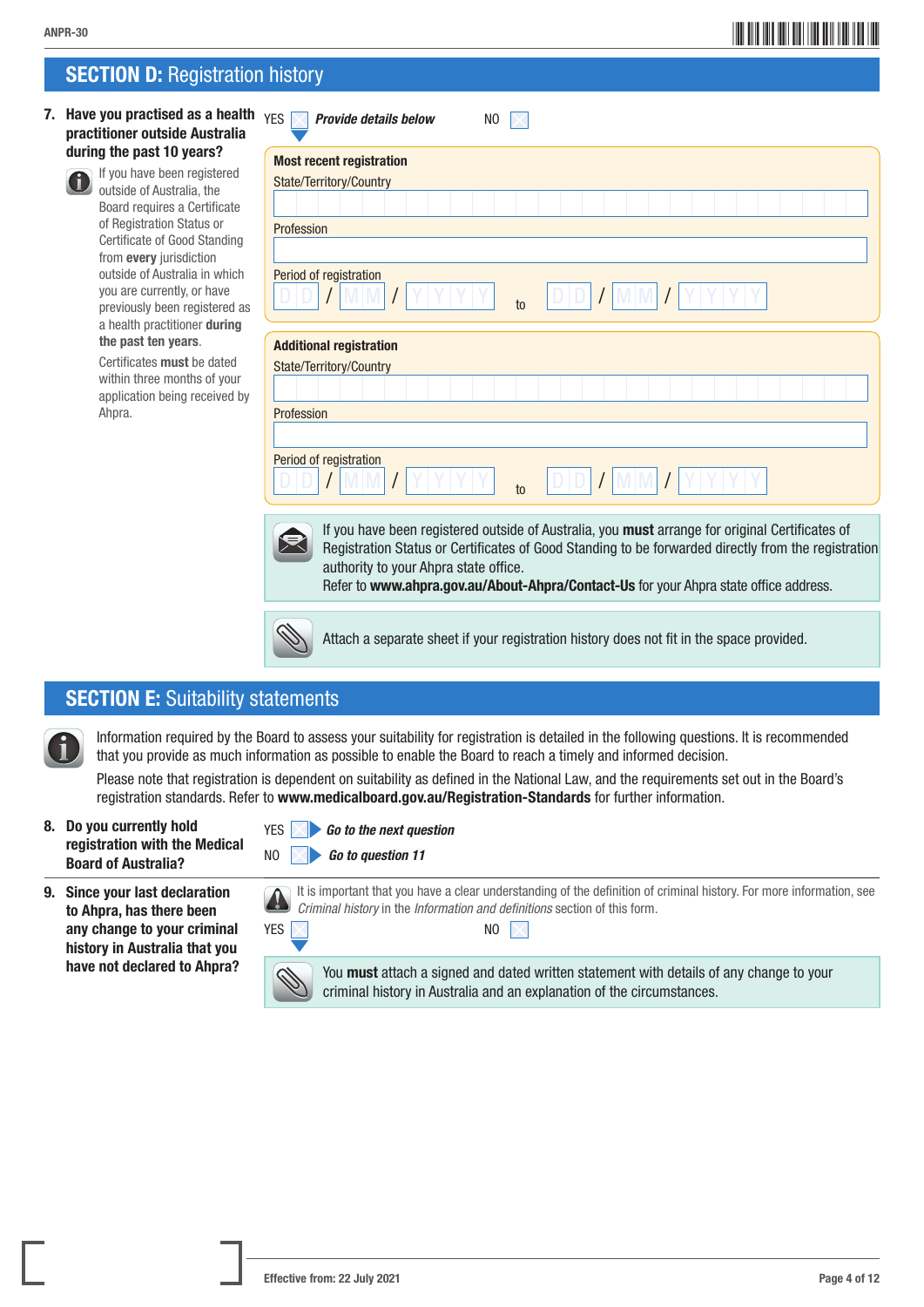## SECTION D: Registration history

**7. Have you practised as a health practitioner outside Australia during the past 10 years?**

If you have been registered outside of Australia, the Board requires a Certificate of Registration Status or Certificate of Good Standing from **every** jurisdiction outside of Australia in which you are currently, or have previously been registered as a health practitioner **during the past ten years**.

Certificates **must** be dated within three months of your application being received by Ahpra.

YES ☐ ***Provide details below*** NO ☐

**Most recent registration**

State/Territory/Country

Profession

Period of registration

D D / M M / Y Y Y Y to D D / M M / Y Y Y Y

**Additional registration**

State/Territory/Country

Profession

Period of registration

D D / M M / Y Y Y Y to D D / M M / Y Y Y Y

If you have been registered outside of Australia, you **must** arrange for original Certificates of Registration Status or Certificates of Good Standing to be forwarded directly from the registration authority to your Ahpra state office.
Refer to **www.ahpra.gov.au/About-Ahpra/Contact-Us** for your Ahpra state office address.

Attach a separate sheet if your registration history does not fit in the space provided.

## SECTION E: Suitability statements

Information required by the Board to assess your suitability for registration is detailed in the following questions. It is recommended that you provide as much information as possible to enable the Board to reach a timely and informed decision.

Please note that registration is dependent on suitability as defined in the National Law, and the requirements set out in the Board's registration standards. Refer to **www.medicalboard.gov.au/Registration-Standards** for further information.

**8. Do you currently hold registration with the Medical Board of Australia?**

YES ☐ ***Go to the next question***

NO ☐ ***Go to question 11***

**9. Since your last declaration to Ahpra, has there been any change to your criminal history in Australia that you have not declared to Ahpra?**

It is important that you have a clear understanding of the definition of criminal history. For more information, see *Criminal history* in the *Information and definitions* section of this form.

YES ☐ NO ☐

You **must** attach a signed and dated written statement with details of any change to your criminal history in Australia and an explanation of the circumstances.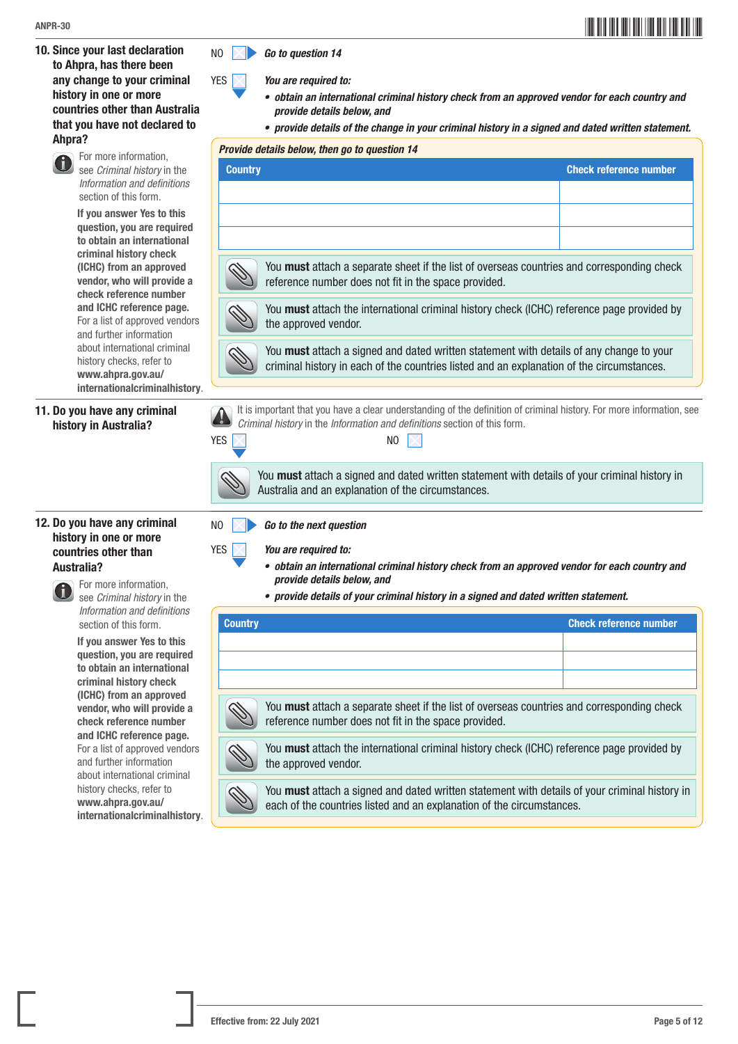**10. Since your last declaration to Ahpra, has there been any change to your criminal history in one or more countries other than Australia that you have not declared to Ahpra?**

For more information, see *Criminal history* in the *Information and definitions* section of this form.

**If you answer Yes to this question, you are required to obtain an international criminal history check (ICHC) from an approved vendor, who will provide a check reference number and ICHC reference page.** For a list of approved vendors and further information about international criminal history checks, refer to **www.ahpra.gov.au/internationalcriminalhistory**.

NO ☐ *Go to question 14*

YES ☐ ***You are required to:***

- ***obtain an international criminal history check from an approved vendor for each country and provide details below, and***
- ***provide details of the change in your criminal history in a signed and dated written statement.***

***Provide details below, then go to question 14***

| Country | Check reference number |
|---|---|
| | |
| | |
| | |

You **must** attach a separate sheet if the list of overseas countries and corresponding check reference number does not fit in the space provided.

You **must** attach the international criminal history check (ICHC) reference page provided by the approved vendor.

You **must** attach a signed and dated written statement with details of any change to your criminal history in each of the countries listed and an explanation of the circumstances.

**11. Do you have any criminal history in Australia?**

It is important that you have a clear understanding of the definition of criminal history. For more information, see *Criminal history* in the *Information and definitions* section of this form.

YES ☐ NO ☐

You **must** attach a signed and dated written statement with details of your criminal history in Australia and an explanation of the circumstances.

**12. Do you have any criminal history in one or more countries other than Australia?**

For more information, see *Criminal history* in the *Information and definitions* section of this form.

**If you answer Yes to this question, you are required to obtain an international criminal history check (ICHC) from an approved vendor, who will provide a check reference number and ICHC reference page.** For a list of approved vendors and further information about international criminal history checks, refer to **www.ahpra.gov.au/internationalcriminalhistory**.

NO ☐ *Go to the next question*

YES ☐ ***You are required to:***

- ***obtain an international criminal history check from an approved vendor for each country and provide details below, and***
- ***provide details of your criminal history in a signed and dated written statement.***

| Country | Check reference number |
|---|---|
| | |
| | |
| | |

You **must** attach a separate sheet if the list of overseas countries and corresponding check reference number does not fit in the space provided.

You **must** attach the international criminal history check (ICHC) reference page provided by the approved vendor.

You **must** attach a signed and dated written statement with details of your criminal history in each of the countries listed and an explanation of the circumstances.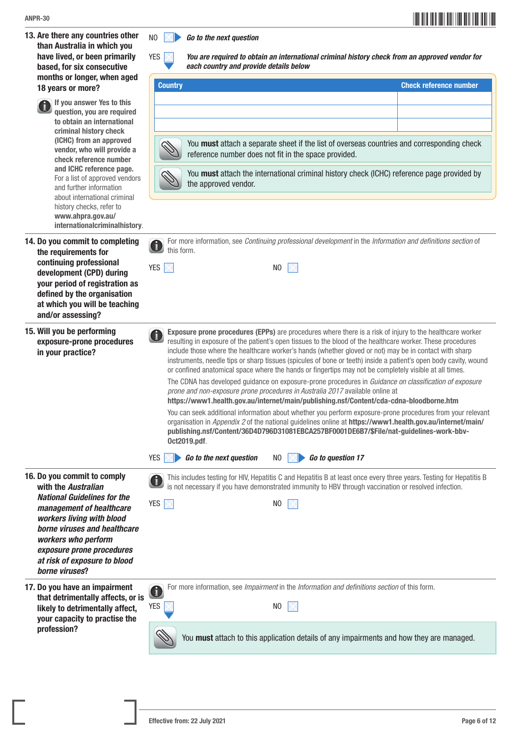**13. Are there any countries other than Australia in which you have lived, or been primarily based, for six consecutive months or longer, when aged 18 years or more?**

**If you answer Yes to this question, you are required to obtain an international criminal history check (ICHC) from an approved vendor, who will provide a check reference number and ICHC reference page.** For a list of approved vendors and further information about international criminal history checks, refer to **www.ahpra.gov.au/internationalcriminalhistory**.

NO ☐ ▶ ***Go to the next question***

YES ☐ ▼ ***You are required to obtain an international criminal history check from an approved vendor for each country and provide details below***

| Country | Check reference number |
|---|---|
| | |
| | |
| | |

You **must** attach a separate sheet if the list of overseas countries and corresponding check reference number does not fit in the space provided.

You **must** attach the international criminal history check (ICHC) reference page provided by the approved vendor.

---

**14. Do you commit to completing the requirements for continuing professional development (CPD) during your period of registration as defined by the organisation at which you will be teaching and/or assessing?**

For more information, see *Continuing professional development* in the *Information and definitions section* of this form.

YES ☐ NO ☐

---

**15. Will you be performing exposure-prone procedures in your practice?**

**Exposure prone procedures (EPPs)** are procedures where there is a risk of injury to the healthcare worker resulting in exposure of the patient's open tissues to the blood of the healthcare worker. These procedures include those where the healthcare worker's hands (whether gloved or not) may be in contact with sharp instruments, needle tips or sharp tissues (spicules of bone or teeth) inside a patient's open body cavity, wound or confined anatomical space where the hands or fingertips may not be completely visible at all times.

The CDNA has developed guidance on exposure-prone procedures in *Guidance on classification of exposure prone and non-exposure prone procedures in Australia 2017* available online at **https://www1.health.gov.au/internet/main/publishing.nsf/Content/cda-cdna-bloodborne.htm**

You can seek additional information about whether you perform exposure-prone procedures from your relevant organisation in *Appendix 2* of the national guidelines online at **https://www1.health.gov.au/internet/main/publishing.nsf/Content/36D4D796D31081EBCA257BF0001DE6B7/$File/nat-guidelines-work-bbv-Oct2019.pdf**.

YES ☐ ▶ ***Go to the next question*** NO ☐ ▶ ***Go to question 17***

---

**16. Do you commit to comply with the *Australian National Guidelines for the management of healthcare workers living with blood borne viruses and healthcare workers who perform exposure prone procedures at risk of exposure to blood borne viruses*?**

This includes testing for HIV, Hepatitis C and Hepatitis B at least once every three years. Testing for Hepatitis B is not necessary if you have demonstrated immunity to HBV through vaccination or resolved infection.

YES ☐ NO ☐

---

**17. Do you have an impairment that detrimentally affects, or is likely to detrimentally affect, your capacity to practise the profession?**

For more information, see *Impairment* in the *Information and definitions section* of this form.

YES ☐ ▼ NO ☐

You **must** attach to this application details of any impairments and how they are managed.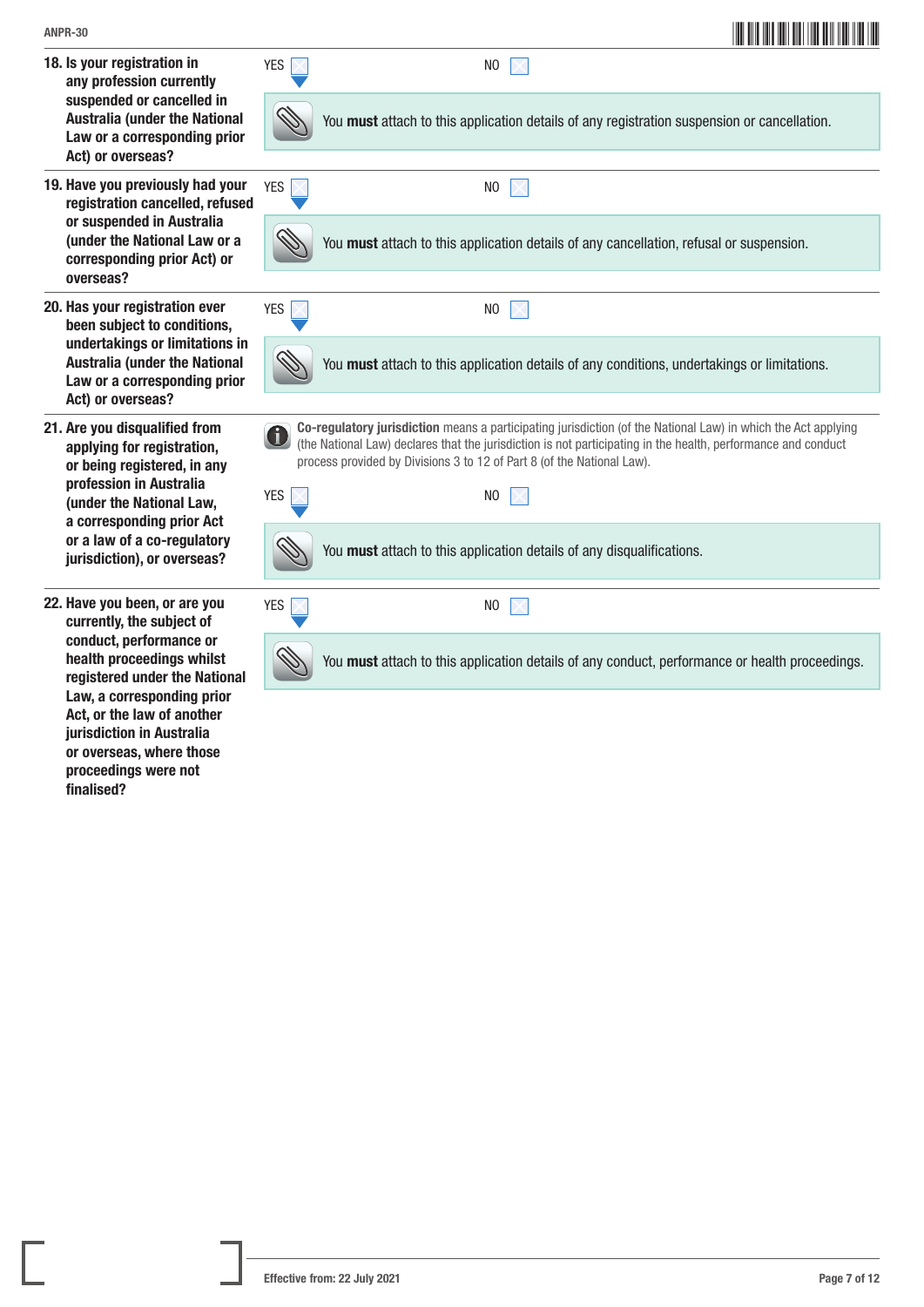**18. Is your registration in any profession currently suspended or cancelled in Australia (under the National Law or a corresponding prior Act) or overseas?**

YES ☐ NO ☐

You **must** attach to this application details of any registration suspension or cancellation.

**19. Have you previously had your registration cancelled, refused or suspended in Australia (under the National Law or a corresponding prior Act) or overseas?**

YES ☐ NO ☐

You **must** attach to this application details of any cancellation, refusal or suspension.

**20. Has your registration ever been subject to conditions, undertakings or limitations in Australia (under the National Law or a corresponding prior Act) or overseas?**

YES ☐ NO ☐

You **must** attach to this application details of any conditions, undertakings or limitations.

**21. Are you disqualified from applying for registration, or being registered, in any profession in Australia (under the National Law, a corresponding prior Act or a law of a co-regulatory jurisdiction), or overseas?**

**Co-regulatory jurisdiction** means a participating jurisdiction (of the National Law) in which the Act applying (the National Law) declares that the jurisdiction is not participating in the health, performance and conduct process provided by Divisions 3 to 12 of Part 8 (of the National Law).

YES ☐ NO ☐

You **must** attach to this application details of any disqualifications.

**22. Have you been, or are you currently, the subject of conduct, performance or health proceedings whilst registered under the National Law, a corresponding prior Act, or the law of another jurisdiction in Australia or overseas, where those proceedings were not finalised?**

YES ☐ NO ☐

You **must** attach to this application details of any conduct, performance or health proceedings.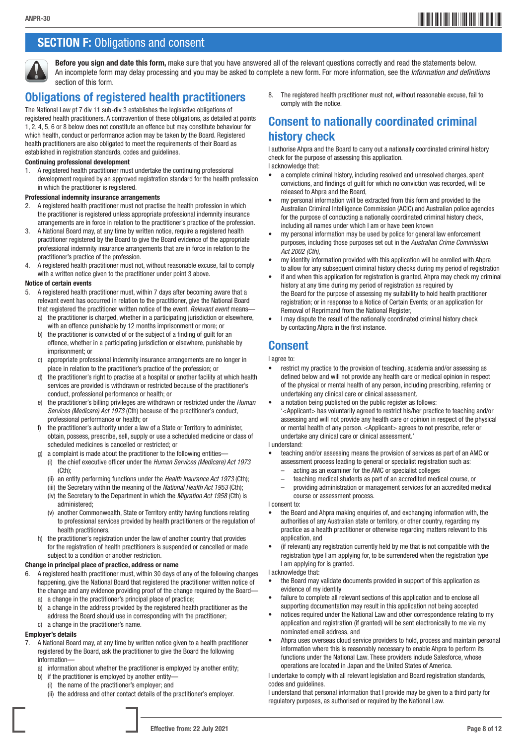## SECTION F: Obligations and consent

**Before you sign and date this form,** make sure that you have answered all of the relevant questions correctly and read the statements below. An incomplete form may delay processing and you may be asked to complete a new form. For more information, see the *Information and definitions* section of this form.

## Obligations of registered health practitioners

The National Law pt 7 div 11 sub-div 3 establishes the legislative obligations of registered health practitioners. A contravention of these obligations, as detailed at points 1, 2, 4, 5, 6 or 8 below does not constitute an offence but may constitute behaviour for which health, conduct or performance action may be taken by the Board. Registered health practitioners are also obligated to meet the requirements of their Board as established in registration standards, codes and guidelines.

**Continuing professional development**

1. A registered health practitioner must undertake the continuing professional development required by an approved registration standard for the health profession in which the practitioner is registered.

**Professional indemnity insurance arrangements**

2. A registered health practitioner must not practise the health profession in which the practitioner is registered unless appropriate professional indemnity insurance arrangements are in force in relation to the practitioner's practice of the profession.
3. A National Board may, at any time by written notice, require a registered health practitioner registered by the Board to give the Board evidence of the appropriate professional indemnity insurance arrangements that are in force in relation to the practitioner's practice of the profession.
4. A registered health practitioner must not, without reasonable excuse, fail to comply with a written notice given to the practitioner under point 3 above.

**Notice of certain events**

5. A registered health practitioner must, within 7 days after becoming aware that a relevant event has occurred in relation to the practitioner, give the National Board that registered the practitioner written notice of the event. *Relevant event* means—
   a) the practitioner is charged, whether in a participating jurisdiction or elsewhere, with an offence punishable by 12 months imprisonment or more; or
   b) the practitioner is convicted of or the subject of a finding of guilt for an offence, whether in a participating jurisdiction or elsewhere, punishable by imprisonment; or
   c) appropriate professional indemnity insurance arrangements are no longer in place in relation to the practitioner's practice of the profession; or
   d) the practitioner's right to practise at a hospital or another facility at which health services are provided is withdrawn or restricted because of the practitioner's conduct, professional performance or health; or
   e) the practitioner's billing privileges are withdrawn or restricted under the *Human Services (Medicare) Act 1973* (Cth) because of the practitioner's conduct, professional performance or health; or
   f) the practitioner's authority under a law of a State or Territory to administer, obtain, possess, prescribe, sell, supply or use a scheduled medicine or class of scheduled medicines is cancelled or restricted; or
   g) a complaint is made about the practitioner to the following entities—
      (i) the chief executive officer under the *Human Services (Medicare) Act 1973* (Cth);
      (ii) an entity performing functions under the *Health Insurance Act 1973* (Cth);
      (iii) the Secretary within the meaning of the *National Health Act 1953* (Cth);
      (iv) the Secretary to the Department in which the *Migration Act 1958* (Cth) is administered;
      (v) another Commonwealth, State or Territory entity having functions relating to professional services provided by health practitioners or the regulation of health practitioners.
   h) the practitioner's registration under the law of another country that provides for the registration of health practitioners is suspended or cancelled or made subject to a condition or another restriction.

**Change in principal place of practice, address or name**

6. A registered health practitioner must, within 30 days of any of the following changes happening, give the National Board that registered the practitioner written notice of the change and any evidence providing proof of the change required by the Board—
   a) a change in the practitioner's principal place of practice;
   b) a change in the address provided by the registered health practitioner as the address the Board should use in corresponding with the practitioner;
   c) a change in the practitioner's name.

**Employer's details**

7. A National Board may, at any time by written notice given to a health practitioner registered by the Board, ask the practitioner to give the Board the following information—
   a) information about whether the practitioner is employed by another entity;
   b) if the practitioner is employed by another entity—
      (i) the name of the practitioner's employer; and
      (ii) the address and other contact details of the practitioner's employer.
8. The registered health practitioner must not, without reasonable excuse, fail to comply with the notice.

## Consent to nationally coordinated criminal history check

I authorise Ahpra and the Board to carry out a nationally coordinated criminal history check for the purpose of assessing this application.

I acknowledge that:

- a complete criminal history, including resolved and unresolved charges, spent convictions, and findings of guilt for which no conviction was recorded, will be released to Ahpra and the Board,
- my personal information will be extracted from this form and provided to the Australian Criminal Intelligence Commission (ACIC) and Australian police agencies for the purpose of conducting a nationally coordinated criminal history check, including all names under which I am or have been known
- my personal information may be used by police for general law enforcement purposes, including those purposes set out in the *Australian Crime Commission Act 2002 (Cth)*,
- my identity information provided with this application will be enrolled with Ahpra to allow for any subsequent criminal history checks during my period of registration
- if and when this application for registration is granted, Ahpra may check my criminal history at any time during my period of registration as required by the Board for the purpose of assessing my suitability to hold health practitioner registration; or in response to a Notice of Certain Events; or an application for Removal of Reprimand from the National Register,
- I may dispute the result of the nationally coordinated criminal history check by contacting Ahpra in the first instance.

## Consent

I agree to:

- restrict my practice to the provision of teaching, academia and/or assessing as defined below and will not provide any health care or medical opinion in respect of the physical or mental health of any person, including prescribing, referring or undertaking any clinical care or clinical assessment.
- a notation being published on the public register as follows:
  '<Applicant> has voluntarily agreed to restrict his/her practice to teaching and/or assessing and will not provide any health care or opinion in respect of the physical or mental health of any person. <Applicant> agrees to not prescribe, refer or undertake any clinical care or clinical assessment.'

I understand:

- teaching and/or assessing means the provision of services as part of an AMC or assessment process leading to general or specialist registration such as:
  - acting as an examiner for the AMC or specialist colleges
  - teaching medical students as part of an accredited medical course, or
  - providing administration or management services for an accredited medical course or assessment process.

I consent to:

- the Board and Ahpra making enquiries of, and exchanging information with, the authorities of any Australian state or territory, or other country, regarding my practice as a health practitioner or otherwise regarding matters relevant to this application, and
- (if relevant) any registration currently held by me that is not compatible with the registration type I am applying for, to be surrendered when the registration type I am applying for is granted.

I acknowledge that:

- the Board may validate documents provided in support of this application as evidence of my identity
- failure to complete all relevant sections of this application and to enclose all supporting documentation may result in this application not being accepted
- notices required under the National Law and other correspondence relating to my application and registration (if granted) will be sent electronically to me via my nominated email address, and
- Ahpra uses overseas cloud service providers to hold, process and maintain personal information where this is reasonably necessary to enable Ahpra to perform its functions under the National Law. These providers include Salesforce, whose operations are located in Japan and the United States of America.

I undertake to comply with all relevant legislation and Board registration standards, codes and guidelines.

I understand that personal information that I provide may be given to a third party for regulatory purposes, as authorised or required by the National Law.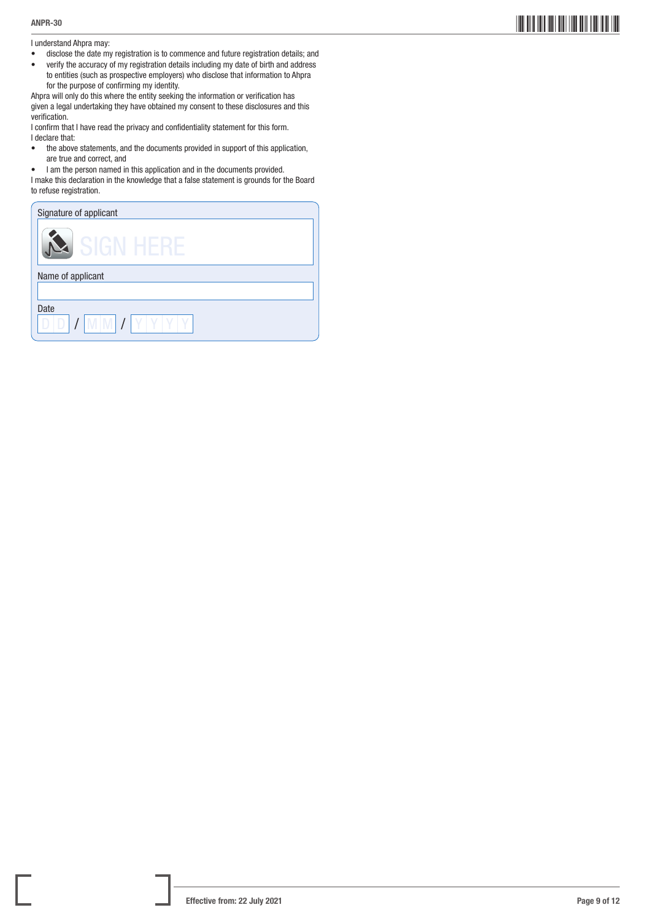I understand Ahpra may:

- disclose the date my registration is to commence and future registration details; and
- verify the accuracy of my registration details including my date of birth and address to entities (such as prospective employers) who disclose that information to Ahpra for the purpose of confirming my identity.

Ahpra will only do this where the entity seeking the information or verification has given a legal undertaking they have obtained my consent to these disclosures and this verification.

I confirm that I have read the privacy and confidentiality statement for this form.

I declare that:

- the above statements, and the documents provided in support of this application, are true and correct, and
- I am the person named in this application and in the documents provided.

I make this declaration in the knowledge that a false statement is grounds for the Board to refuse registration.

Signature of applicant

SIGN HERE

Name of applicant

Date

DD / MM / YYYY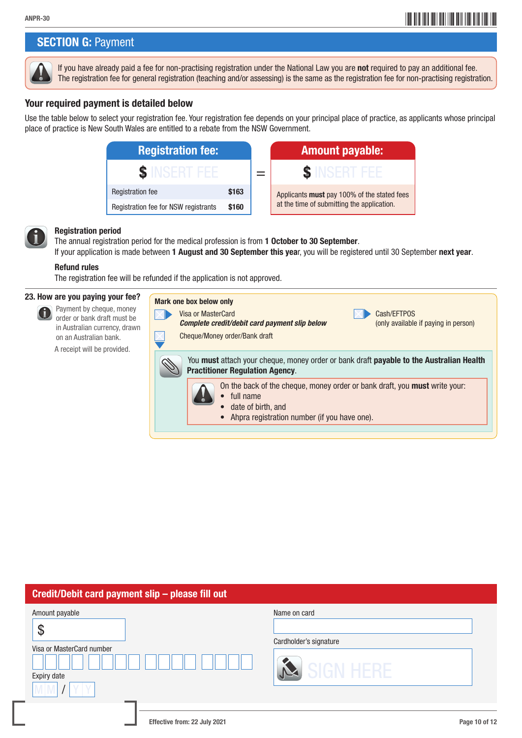## SECTION G: Payment

If you have already paid a fee for non-practising registration under the National Law you are **not** required to pay an additional fee. The registration fee for general registration (teaching and/or assessing) is the same as the registration fee for non-practising registration.

### Your required payment is detailed below

Use the table below to select your registration fee. Your registration fee depends on your principal place of practice, as applicants whose principal place of practice is New South Wales are entitled to a rebate from the NSW Government.

| Registration fee: | |
|---|---|
| $ INSERT FEE | |
| Registration fee | $163 |
| Registration fee for NSW registrants | $160 |

=

**Amount payable:**

$ INSERT FEE

Applicants **must** pay 100% of the stated fees at the time of submitting the application.

**Registration period**

The annual registration period for the medical profession is from **1 October to 30 September**.
If your application is made between **1 August and 30 September this year**, you will be registered until 30 September **next year**.

**Refund rules**

The registration fee will be refunded if the application is not approved.

**23. How are you paying your fee?**

Payment by cheque, money order or bank draft must be in Australian currency, drawn on an Australian bank.

A receipt will be provided.

**Mark one box below only**

- ☐ Visa or MasterCard
  ***Complete credit/debit card payment slip below***
- ☐ Cash/EFTPOS
  (only available if paying in person)
- ☐ Cheque/Money order/Bank draft

You **must** attach your cheque, money order or bank draft **payable to the Australian Health Practitioner Regulation Agency**.

On the back of the cheque, money order or bank draft, you **must** write your:

- full name
- date of birth, and
- Ahpra registration number (if you have one).

## Credit/Debit card payment slip – please fill out

Amount payable

$

Visa or MasterCard number

☐☐☐☐ ☐☐☐☐ ☐☐☐☐ ☐☐☐☐

Expiry date

MM / YY

Name on card

Cardholder's signature

SIGN HERE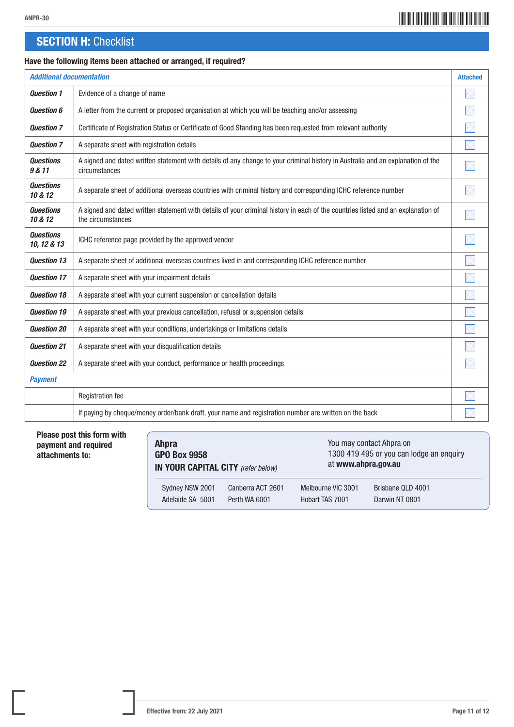## SECTION H: Checklist

**Have the following items been attached or arranged, if required?**

| *Additional documentation* | | Attached |
|---|---|---|
| *Question 1* | Evidence of a change of name | ☐ |
| *Question 6* | A letter from the current or proposed organisation at which you will be teaching and/or assessing | ☐ |
| *Question 7* | Certificate of Registration Status or Certificate of Good Standing has been requested from relevant authority | ☐ |
| *Question 7* | A separate sheet with registration details | ☐ |
| *Questions 9 & 11* | A signed and dated written statement with details of any change to your criminal history in Australia and an explanation of the circumstances | ☐ |
| *Questions 10 & 12* | A separate sheet of additional overseas countries with criminal history and corresponding ICHC reference number | ☐ |
| *Questions 10 & 12* | A signed and dated written statement with details of your criminal history in each of the countries listed and an explanation of the circumstances | ☐ |
| *Questions 10, 12 & 13* | ICHC reference page provided by the approved vendor | ☐ |
| *Question 13* | A separate sheet of additional overseas countries lived in and corresponding ICHC reference number | ☐ |
| *Question 17* | A separate sheet with your impairment details | ☐ |
| *Question 18* | A separate sheet with your current suspension or cancellation details | ☐ |
| *Question 19* | A separate sheet with your previous cancellation, refusal or suspension details | ☐ |
| *Question 20* | A separate sheet with your conditions, undertakings or limitations details | ☐ |
| *Question 21* | A separate sheet with your disqualification details | ☐ |
| *Question 22* | A separate sheet with your conduct, performance or health proceedings | ☐ |
| *Payment* | | |
| | Registration fee | ☐ |
| | If paying by cheque/money order/bank draft, your name and registration number are written on the back | ☐ |

**Please post this form with payment and required attachments to:**

**Ahpra**
**GPO Box 9958**
**IN YOUR CAPITAL CITY** *(refer below)*

You may contact Ahpra on 1300 419 495 or you can lodge an enquiry at **www.ahpra.gov.au**

| | | | |
|---|---|---|---|
| Sydney NSW 2001 | Canberra ACT 2601 | Melbourne VIC 3001 | Brisbane QLD 4001 |
| Adelaide SA 5001 | Perth WA 6001 | Hobart TAS 7001 | Darwin NT 0801 |

Effective from: 22 July 2021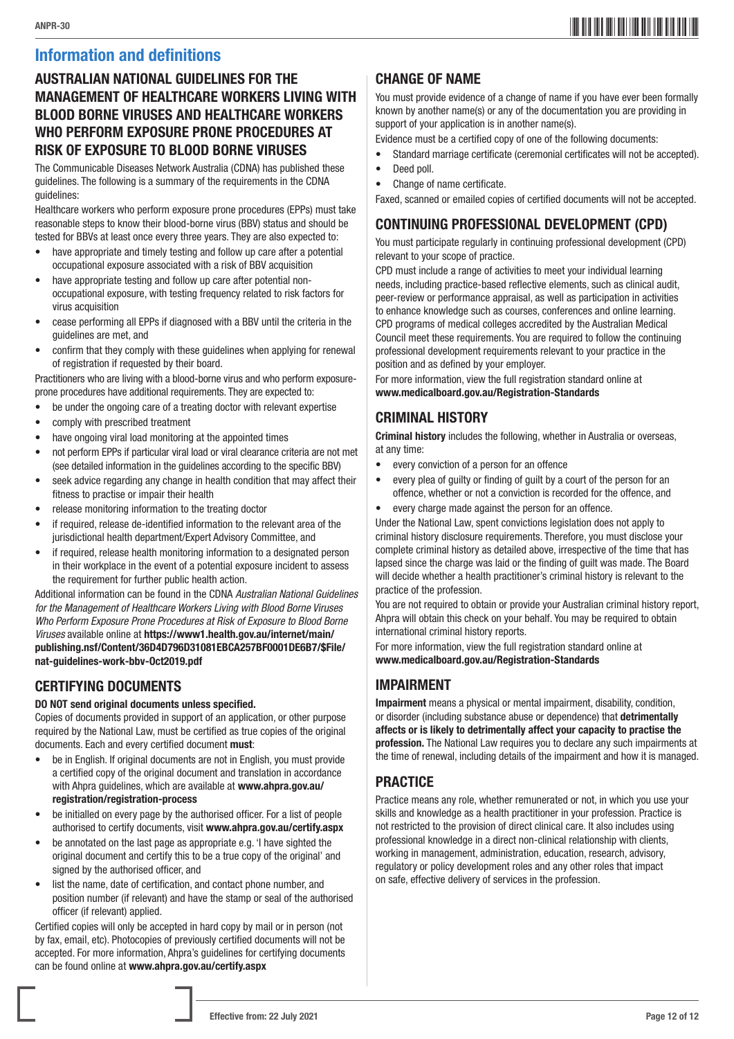# Information and definitions

## AUSTRALIAN NATIONAL GUIDELINES FOR THE MANAGEMENT OF HEALTHCARE WORKERS LIVING WITH BLOOD BORNE VIRUSES AND HEALTHCARE WORKERS WHO PERFORM EXPOSURE PRONE PROCEDURES AT RISK OF EXPOSURE TO BLOOD BORNE VIRUSES

The Communicable Diseases Network Australia (CDNA) has published these guidelines. The following is a summary of the requirements in the CDNA guidelines:

Healthcare workers who perform exposure prone procedures (EPPs) must take reasonable steps to know their blood-borne virus (BBV) status and should be tested for BBVs at least once every three years. They are also expected to:

- have appropriate and timely testing and follow up care after a potential occupational exposure associated with a risk of BBV acquisition
- have appropriate testing and follow up care after potential non-occupational exposure, with testing frequency related to risk factors for virus acquisition
- cease performing all EPPs if diagnosed with a BBV until the criteria in the guidelines are met, and
- confirm that they comply with these guidelines when applying for renewal of registration if requested by their board.

Practitioners who are living with a blood-borne virus and who perform exposure-prone procedures have additional requirements. They are expected to:

- be under the ongoing care of a treating doctor with relevant expertise
- comply with prescribed treatment
- have ongoing viral load monitoring at the appointed times
- not perform EPPs if particular viral load or viral clearance criteria are not met (see detailed information in the guidelines according to the specific BBV)
- seek advice regarding any change in health condition that may affect their fitness to practise or impair their health
- release monitoring information to the treating doctor
- if required, release de-identified information to the relevant area of the jurisdictional health department/Expert Advisory Committee, and
- if required, release health monitoring information to a designated person in their workplace in the event of a potential exposure incident to assess the requirement for further public health action.

Additional information can be found in the CDNA *Australian National Guidelines for the Management of Healthcare Workers Living with Blood Borne Viruses Who Perform Exposure Prone Procedures at Risk of Exposure to Blood Borne Viruses* available online at **https://www1.health.gov.au/internet/main/publishing.nsf/Content/36D4D796D31081EBCA257BF0001DE6B7/$File/nat-guidelines-work-bbv-Oct2019.pdf**

## CERTIFYING DOCUMENTS

**DO NOT send original documents unless specified.**

Copies of documents provided in support of an application, or other purpose required by the National Law, must be certified as true copies of the original documents. Each and every certified document **must**:

- be in English. If original documents are not in English, you must provide a certified copy of the original document and translation in accordance with Ahpra guidelines, which are available at **www.ahpra.gov.au/registration/registration-process**
- be initialled on every page by the authorised officer. For a list of people authorised to certify documents, visit **www.ahpra.gov.au/certify.aspx**
- be annotated on the last page as appropriate e.g. 'I have sighted the original document and certify this to be a true copy of the original' and signed by the authorised officer, and
- list the name, date of certification, and contact phone number, and position number (if relevant) and have the stamp or seal of the authorised officer (if relevant) applied.

Certified copies will only be accepted in hard copy by mail or in person (not by fax, email, etc). Photocopies of previously certified documents will not be accepted. For more information, Ahpra's guidelines for certifying documents can be found online at **www.ahpra.gov.au/certify.aspx**

## CHANGE OF NAME

You must provide evidence of a change of name if you have ever been formally known by another name(s) or any of the documentation you are providing in support of your application is in another name(s).

Evidence must be a certified copy of one of the following documents:

- Standard marriage certificate (ceremonial certificates will not be accepted).
- Deed poll.
- Change of name certificate.

Faxed, scanned or emailed copies of certified documents will not be accepted.

## CONTINUING PROFESSIONAL DEVELOPMENT (CPD)

You must participate regularly in continuing professional development (CPD) relevant to your scope of practice.

CPD must include a range of activities to meet your individual learning needs, including practice-based reflective elements, such as clinical audit, peer-review or performance appraisal, as well as participation in activities to enhance knowledge such as courses, conferences and online learning. CPD programs of medical colleges accredited by the Australian Medical Council meet these requirements. You are required to follow the continuing professional development requirements relevant to your practice in the position and as defined by your employer.

For more information, view the full registration standard online at **www.medicalboard.gov.au/Registration-Standards**

## CRIMINAL HISTORY

**Criminal history** includes the following, whether in Australia or overseas, at any time:

- every conviction of a person for an offence
- every plea of guilty or finding of guilt by a court of the person for an offence, whether or not a conviction is recorded for the offence, and
- every charge made against the person for an offence.

Under the National Law, spent convictions legislation does not apply to criminal history disclosure requirements. Therefore, you must disclose your complete criminal history as detailed above, irrespective of the time that has lapsed since the charge was laid or the finding of guilt was made. The Board will decide whether a health practitioner's criminal history is relevant to the practice of the profession.

You are not required to obtain or provide your Australian criminal history report, Ahpra will obtain this check on your behalf. You may be required to obtain international criminal history reports.

For more information, view the full registration standard online at **www.medicalboard.gov.au/Registration-Standards**

## IMPAIRMENT

**Impairment** means a physical or mental impairment, disability, condition, or disorder (including substance abuse or dependence) that **detrimentally affects or is likely to detrimentally affect your capacity to practise the profession.** The National Law requires you to declare any such impairments at the time of renewal, including details of the impairment and how it is managed.

## PRACTICE

Practice means any role, whether remunerated or not, in which you use your skills and knowledge as a health practitioner in your profession. Practice is not restricted to the provision of direct clinical care. It also includes using professional knowledge in a direct non-clinical relationship with clients, working in management, administration, education, research, advisory, regulatory or policy development roles and any other roles that impact on safe, effective delivery of services in the profession.